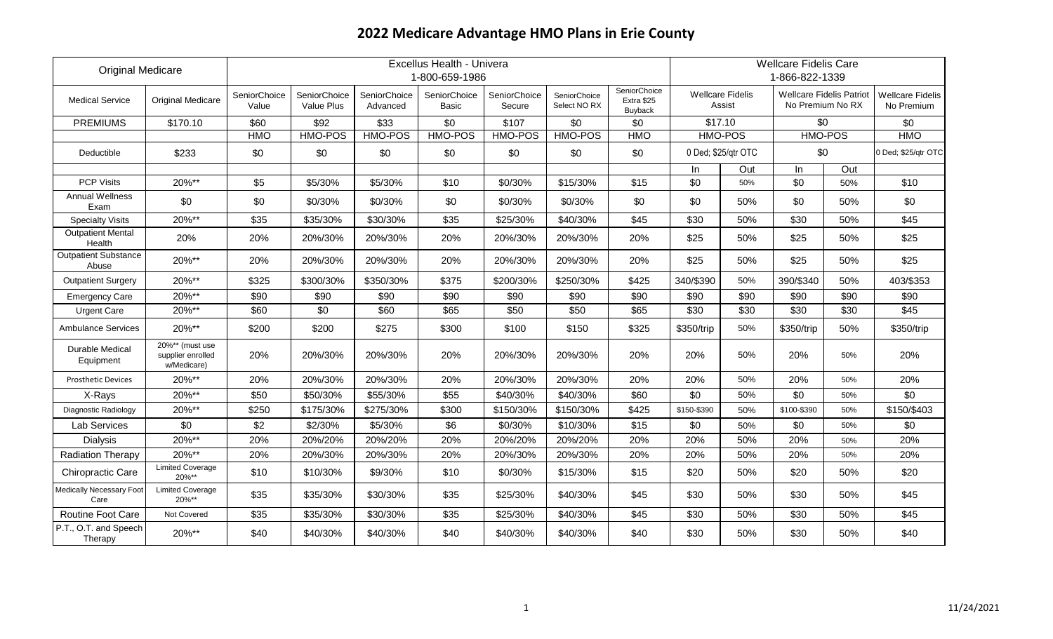# 2022 Medicare Advantage HMO Plans in Erie County

| Original Medicare | | Excellus Health - Univera 1-800-659-1986 | | | | | | | Wellcare Fidelis Care 1-866-822-1339 | | | | |
|---|---|---|---|---|---|---|---|---|---|---|---|---|---|
| Medical Service | Original Medicare | SeniorChoice Value | SeniorChoice Value Plus | SeniorChoice Advanced | SeniorChoice Basic | SeniorChoice Secure | SeniorChoice Select NO RX | SeniorChoice Extra $25 Buyback | Wellcare Fidelis Assist | | Wellcare Fidelis Patriot No Premium No RX | | Wellcare Fidelis No Premium |
| PREMIUMS | $170.10 | $60 | $92 | $33 | $0 | $107 | $0 | $0 | $17.10 | | $0 | | $0 |
| | | HMO | HMO-POS | HMO-POS | HMO-POS | HMO-POS | HMO-POS | HMO | HMO-POS | | HMO-POS | | HMO |
| Deductible | $233 | $0 | $0 | $0 | $0 | $0 | $0 | $0 | 0 Ded; $25/qtr OTC | | $0 | | 0 Ded; $25/qtr OTC |
| | | | | | | | | | In | Out | In | Out | |
| PCP Visits | 20%** | $5 | $5/30% | $5/30% | $10 | $0/30% | $15/30% | $15 | $0 | 50% | $0 | 50% | $10 |
| Annual Wellness Exam | $0 | $0 | $0/30% | $0/30% | $0 | $0/30% | $0/30% | $0 | $0 | 50% | $0 | 50% | $0 |
| Specialty Visits | 20%** | $35 | $35/30% | $30/30% | $35 | $25/30% | $40/30% | $45 | $30 | 50% | $30 | 50% | $45 |
| Outpatient Mental Health | 20% | 20% | 20%/30% | 20%/30% | 20% | 20%/30% | 20%/30% | 20% | $25 | 50% | $25 | 50% | $25 |
| Outpatient Substance Abuse | 20%** | 20% | 20%/30% | 20%/30% | 20% | 20%/30% | 20%/30% | 20% | $25 | 50% | $25 | 50% | $25 |
| Outpatient Surgery | 20%** | $325 | $300/30% | $350/30% | $375 | $200/30% | $250/30% | $425 | 340/$390 | 50% | 390/$340 | 50% | 403/$353 |
| Emergency Care | 20%** | $90 | $90 | $90 | $90 | $90 | $90 | $90 | $90 | $90 | $90 | $90 | $90 |
| Urgent Care | 20%** | $60 | $0 | $60 | $65 | $50 | $50 | $65 | $30 | $30 | $30 | $30 | $45 |
| Ambulance Services | 20%** | $200 | $200 | $275 | $300 | $100 | $150 | $325 | $350/trip | 50% | $350/trip | 50% | $350/trip |
| Durable Medical Equipment | 20%** (must use supplier enrolled w/Medicare) | 20% | 20%/30% | 20%/30% | 20% | 20%/30% | 20%/30% | 20% | 20% | 50% | 20% | 50% | 20% |
| Prosthetic Devices | 20%** | 20% | 20%/30% | 20%/30% | 20% | 20%/30% | 20%/30% | 20% | 20% | 50% | 20% | 50% | 20% |
| X-Rays | 20%** | $50 | $50/30% | $55/30% | $55 | $40/30% | $40/30% | $60 | $0 | 50% | $0 | 50% | $0 |
| Diagnostic Radiology | 20%** | $250 | $175/30% | $275/30% | $300 | $150/30% | $150/30% | $425 | $150-$390 | 50% | $100-$390 | 50% | $150/$403 |
| Lab Services | $0 | $2 | $2/30% | $5/30% | $6 | $0/30% | $10/30% | $15 | $0 | 50% | $0 | 50% | $0 |
| Dialysis | 20%** | 20% | 20%/20% | 20%/20% | 20% | 20%/20% | 20%/20% | 20% | 20% | 50% | 20% | 50% | 20% |
| Radiation Therapy | 20%** | 20% | 20%/30% | 20%/30% | 20% | 20%/30% | 20%/30% | 20% | 20% | 50% | 20% | 50% | 20% |
| Chiropractic Care | Limited Coverage 20%** | $10 | $10/30% | $9/30% | $10 | $0/30% | $15/30% | $15 | $20 | 50% | $20 | 50% | $20 |
| Medically Necessary Foot Care | Limited Coverage 20%** | $35 | $35/30% | $30/30% | $35 | $25/30% | $40/30% | $45 | $30 | 50% | $30 | 50% | $45 |
| Routine Foot Care | Not Covered | $35 | $35/30% | $30/30% | $35 | $25/30% | $40/30% | $45 | $30 | 50% | $30 | 50% | $45 |
| P.T., O.T. and Speech Therapy | 20%** | $40 | $40/30% | $40/30% | $40 | $40/30% | $40/30% | $40 | $30 | 50% | $30 | 50% | $40 |

11/24/2021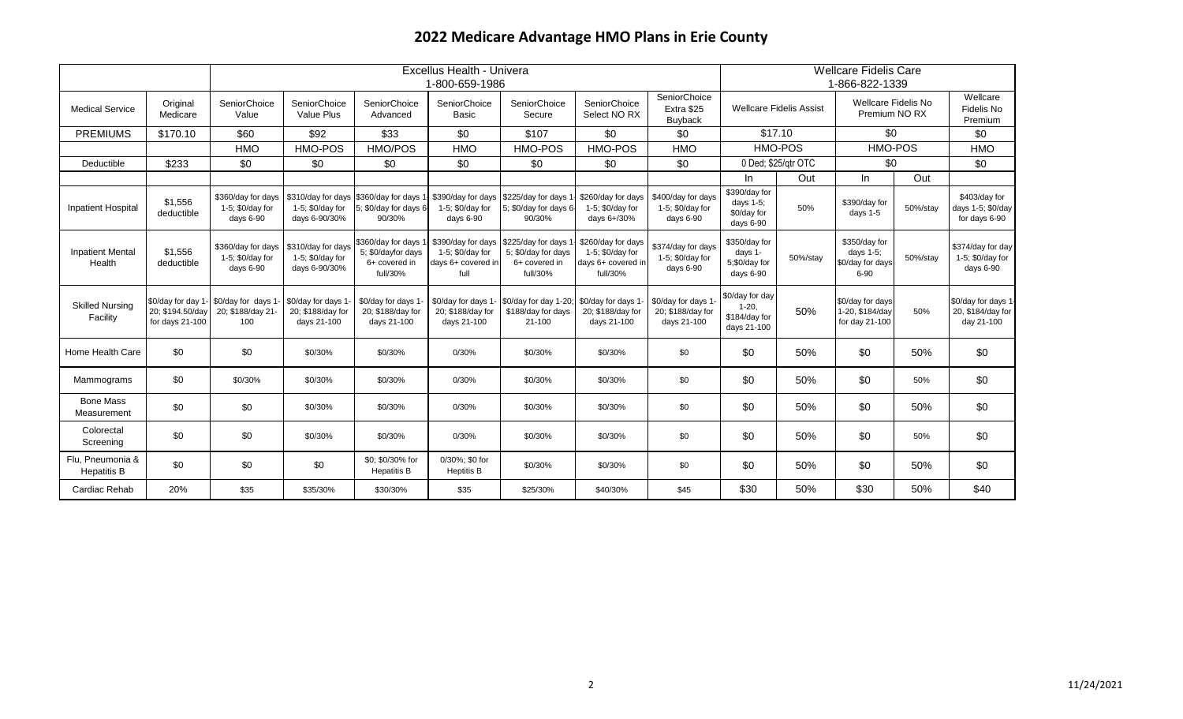# 2022 Medicare Advantage HMO Plans in Erie County

| | | Excellus Health - Univera 1-800-659-1986 | | | | | | | Wellcare Fidelis Care 1-866-822-1339 | | | | |
|---|---|---|---|---|---|---|---|---|---|---|---|---|---|
| Medical Service | Original Medicare | SeniorChoice Value | SeniorChoice Value Plus | SeniorChoice Advanced | SeniorChoice Basic | SeniorChoice Secure | SeniorChoice Select NO RX | SeniorChoice Extra $25 Buyback | Wellcare Fidelis Assist | | Wellcare Fidelis No Premium NO RX | | Wellcare Fidelis No Premium |
| PREMIUMS | $170.10 | $60 | $92 | $33 | $0 | $107 | $0 | $0 | $17.10 | | $0 | | $0 |
| | | HMO | HMO-POS | HMO/POS | HMO | HMO-POS | HMO-POS | HMO | HMO-POS | | HMO-POS | | HMO |
| Deductible | $233 | $0 | $0 | $0 | $0 | $0 | $0 | $0 | 0 Ded; $25/qtr OTC | | $0 | | $0 |
| | | | | | | | | | In | Out | In | Out | |
| Inpatient Hospital | $1,556 deductible | $360/day for days 1-5; $0/day for days 6-90 | $310/day for days 1-5; $0/day for days 6-90/30% | $360/day for days 1-5; $0/day for days 6-90/30% | $390/day for days 1-5; $0/day for days 6-90 | $225/day for days 1-5; $0/day for days 6-90/30% | $260/day for days 1-5; $0/day for days 6+/30% | $400/day for days 1-5; $0/day for days 6-90 | $390/day for days 1-5; $0/day for days 6-90 | 50% | $390/day for days 1-5 | 50%/stay | $403/day for days 1-5; $0/day for days 6-90 |
| Inpatient Mental Health | $1,556 deductible | $360/day for days 1-5; $0/day for days 6-90 | $310/day for days 1-5; $0/day for days 6-90/30% | $360/day for days 1-5; $0/dayfor days 6+ covered in full/30% | $390/day for days 1-5; $0/day for days 6+ covered in full | $225/day for days 1-5; $0/day for days 6+ covered in full/30% | $260/day for days 1-5; $0/day for days 6+ covered in full/30% | $374/day for days 1-5; $0/day for days 6-90 | $350/day for days 1-5;$0/day for days 6-90 | 50%/stay | $350/day for days 1-5; $0/day for days 6-90 | 50%/stay | $374/day for day 1-5; $0/day for days 6-90 |
| Skilled Nursing Facility | $0/day for day 1-20; $194.50/day for days 21-100 | $0/day for days 1-20; $188/day 21-100 | $0/day for days 1-20; $188/day for days 21-100 | $0/day for days 1-20; $188/day for days 21-100 | $0/day for days 1-20; $188/day for days 21-100 | $0/day for day 1-20; $188/day for days 21-100 | $0/day for days 1-20; $188/day for days 21-100 | $0/day for days 1-20; $188/day for days 21-100 | $0/day for day 1-20, $184/day for days 21-100 | 50% | $0/day for days 1-20, $184/day for day 21-100 | 50% | $0/day for days 1-20, $184/day for day 21-100 |
| Home Health Care | $0 | $0 | $0/30% | $0/30% | 0/30% | $0/30% | $0/30% | $0 | $0 | 50% | $0 | 50% | $0 |
| Mammograms | $0 | $0/30% | $0/30% | $0/30% | 0/30% | $0/30% | $0/30% | $0 | $0 | 50% | $0 | 50% | $0 |
| Bone Mass Measurement | $0 | $0 | $0/30% | $0/30% | 0/30% | $0/30% | $0/30% | $0 | $0 | 50% | $0 | 50% | $0 |
| Colorectal Screening | $0 | $0 | $0/30% | $0/30% | 0/30% | $0/30% | $0/30% | $0 | $0 | 50% | $0 | 50% | $0 |
| Flu, Pneumonia & Hepatitis B | $0 | $0 | $0 | $0; $0/30% for Hepatitis B | 0/30%; $0 for Heptitis B | $0/30% | $0/30% | $0 | $0 | 50% | $0 | 50% | $0 |
| Cardiac Rehab | 20% | $35 | $35/30% | $30/30% | $35 | $25/30% | $40/30% | $45 | $30 | 50% | $30 | 50% | $40 |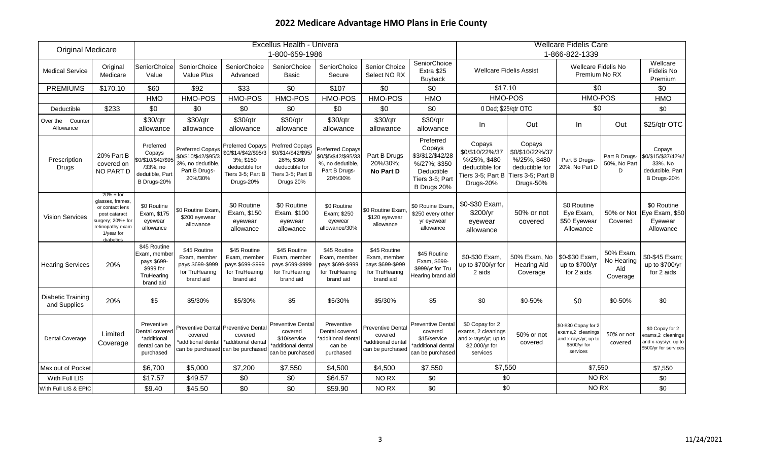# 2022 Medicare Advantage HMO Plans in Erie County

| Original Medicare | | Excellus Health - Univera 1-800-659-1986 | | | | | | | Wellcare Fidelis Care 1-866-822-1339 | | | | |
|---|---|---|---|---|---|---|---|---|---|---|---|---|---|
| Medical Service | Original Medicare | SeniorChoice Value | SeniorChoice Value Plus | SeniorChoice Advanced | SeniorChoice Basic | SeniorChoice Secure | Senior Choice Select NO RX | SeniorChoice Extra $25 Buyback | Wellcare Fidelis Assist | | Wellcare Fidelis No Premium No RX | | Wellcare Fidelis No Premium |
| PREMIUMS | $170.10 | $60 | $92 | $33 | $0 | $107 | $0 | $0 | $17.10 | | $0 | | $0 |
| | | HMO | HMO-POS | HMO-POS | HMO-POS | HMO-POS | HMO-POS | HMO | HMO-POS | | HMO-POS | | HMO |
| Deductible | $233 | $0 | $0 | $0 | $0 | $0 | $0 | $0 | 0 Ded; $25/qtr OTC | | $0 | | $0 |
| Over the Counter Allowance | | $30/qtr allowance | $30/qtr allowance | $30/qtr allowance | $30/qtr allowance | $30/qtr allowance | $30/qtr allowance | $30/qtr allowance | In | Out | In | Out | $25/qtr OTC |
| Prescription Drugs | 20% Part B covered on NO PART D | Preferred Copays $0/$10/$42/$95/33%, no dedutible, Part B Drugs-20% | Preferred Copays $0/$10/$42/$95/33%, no dedutible, Part B Drugs-20%/30% | Preferred Copays $0/$14/$42/$95/33%; $150 deductible for Tiers 3-5; Part B Drugs-20% | Prefrred Copays $0/$14/$42/$95/26%; $360 deductible for Tiers 3-5; Part B Drugs 20% | Preferred Copays $0/$5/$42/$95/33%, no dedutible, Part B Drugs-20%/30% | Part B Drugs 20%/30%; **No Part D** | Preferred Copays $3/$12/$42/28%/27%; $350 Deductible Tiers 3-5; Part B Drugs 20% | Copays $0/$10/22%/37%/25%, $480 deductible for Tiers 3-5; Part B Drugs-20% | Copays $0/$10/22%/37%/25%, $480 deductible for Tiers 3-5; Part B Drugs-50% | Part B Drugs-20%, No Part D | Part B Drugs-50%, No Part D | Copays $0/$15/$37/42%/33%. No dedutible, Part B Drugs-20% |
| Vision Services | 20% + for glasses, frames, or contact lens post cataract surgery; 20%+ for retinopathy exam 1/year for diabetics | $0 Routine Exam, $175 eyewear allowance | $0 Routine Exam, $200 eyewear allowance | $0 Routine Exam, $150 eyewear allowance | $0 Routine Exam, $100 eyewear allowance | $0 Routine Exam; $250 eyewear allowance/30% | $0 Routine Exam, $120 eyewear allowance | $0 Rouine Exam, $250 every other yr eyewear allowance | $0-$30 Exam, $200/yr eyewear allowance | 50% or not covered | $0 Routine Eye Exam, $50 Eyewear Allowance | 50% or Not Covered | $0 Routine Eye Exam, $50 Eyewear Allowance |
| Hearing Services | 20% | $45 Routine Exam, member pays $699-$999 for TruHearing brand aid | $45 Routine Exam, member pays $699-$999 for TruHearing brand aid | $45 Routine Exam, member pays $699-$999 for TruHearing brand aid | $45 Routine Exam, member pays $699-$999 for TruHearing brand aid | $45 Routine Exam, member pays $699-$999 for TruHearing brand aid | $45 Routine Exam, member pays $699-$999 for TruHearing brand aid | $45 Routine Exam, $699-$999/yr for Tru Hearing brand aid | $0-$30 Exam, up to $700/yr for 2 aids | 50% Exam, No Hearing Aid Coverage | $0-$30 Exam, up to $700/yr for 2 aids | 50% Exam, No Hearing Aid Coverage | $0-$45 Exam; up to $700/yr for 2 aids |
| Diabetic Training and Supplies | 20% | $5 | $5/30% | $5/30% | $5 | $5/30% | $5/30% | $5 | $0 | $0-50% | $0 | $0-50% | $0 |
| Dental Coverage | Limited Coverage | Preventive Dental covered *additional dental can be purchased | Preventive Dental covered *additional dental can be purchased | Preventive Dental covered *additional dental can be purchased | Preventive Dental covered $10/service *additional dental can be purchased | Preventive Dental covered *additional dental can be purchased | Preventive Dental covered *additional dental can be purchased | Preventive Dental covered $15/service *additional dental can be purchased | $0 Copay for 2 exams, 2 cleanings and x-rays/yr; up to $2,000/yr for services | 50% or not covered | $0-$30 Copay for 2 exams,2 cleanings and x-rays/yr; up to $500/yr for services | 50% or not covered | $0 Copay for 2 exams,2 cleanings and x-rays/yr; up to $500/yr for services |
| Max out of Pocket | | $6,700 | $5,000 | $7,200 | $7,550 | $4,500 | $4,500 | $7,550 | $7,550 | | $7,550 | | $7,550 |
| With Full LIS | | $17.57 | $49.57 | $0 | $0 | $64.57 | NO RX | $0 | $0 | | NO RX | | $0 |
| With Full LIS & EPIC | | $9.40 | $45.50 | $0 | $0 | $59.90 | NO RX | $0 | $0 | | NO RX | | $0 |

11/24/2021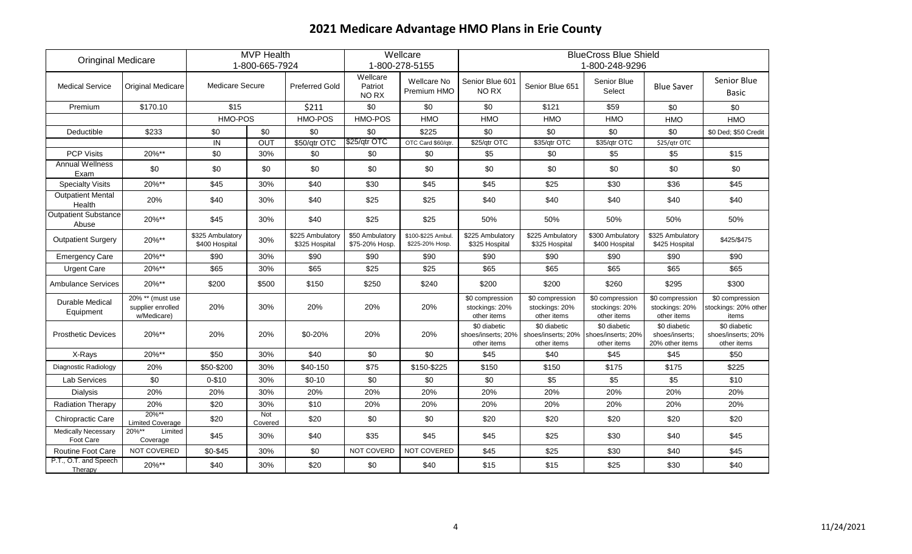# 2021 Medicare Advantage HMO Plans in Erie County

| Oringinal Medicare | | MVP Health 1-800-665-7924 | | | Wellcare 1-800-278-5155 | | BlueCross Blue Shield 1-800-248-9296 | | | | |
|---|---|---|---|---|---|---|---|---|---|---|---|
| Medical Service | Original Medicare | Medicare Secure | | Preferred Gold | Wellcare Patriot NO RX | Wellcare No Premium HMO | Senior Blue 601 NO RX | Senior Blue 651 | Senior Blue Select | Blue Saver | Senior Blue Basic |
| Premium | $170.10 | $15 | | $211 | $0 | $0 | $0 | $121 | $59 | $0 | $0 |
| | | HMO-POS | | HMO-POS | HMO-POS | HMO | HMO | HMO | HMO | HMO | HMO |
| Deductible | $233 | $0 | $0 | $0 | $0 | $225 | $0 | $0 | $0 | $0 | $0 Ded; $50 Credit |
| | | IN | OUT | $50/qtr OTC | $25/qtr OTC | OTC Card $60/qtr. | $25/qtr OTC | $35/qtr OTC | $35/qtr OTC | $25/qtr OTC | |
| PCP Visits | 20%** | $0 | 30% | $0 | $0 | $0 | $5 | $0 | $5 | $5 | $15 |
| Annual Wellness Exam | $0 | $0 | $0 | $0 | $0 | $0 | $0 | $0 | $0 | $0 | $0 |
| Specialty Visits | 20%** | $45 | 30% | $40 | $30 | $45 | $45 | $25 | $30 | $36 | $45 |
| Outpatient Mental Health | 20% | $40 | 30% | $40 | $25 | $25 | $40 | $40 | $40 | $40 | $40 |
| Outpatient Substance Abuse | 20%** | $45 | 30% | $40 | $25 | $25 | 50% | 50% | 50% | 50% | 50% |
| Outpatient Surgery | 20%** | $325 Ambulatory $400 Hospital | 30% | $225 Ambulatory $325 Hospital | $50 Ambulatory $75-20% Hosp. | $100-$225 Ambul. $225-20% Hosp. | $225 Ambulatory $325 Hospital | $225 Ambulatory $325 Hospital | $300 Ambulatory $400 Hospital | $325 Ambulatory $425 Hospital | $425/$475 |
| Emergency Care | 20%** | $90 | 30% | $90 | $90 | $90 | $90 | $90 | $90 | $90 | $90 |
| Urgent Care | 20%** | $65 | 30% | $65 | $25 | $25 | $65 | $65 | $65 | $65 | $65 |
| Ambulance Services | 20%** | $200 | $500 | $150 | $250 | $240 | $200 | $200 | $260 | $295 | $300 |
| Durable Medical Equipment | 20% ** (must use supplier enrolled w/Medicare) | 20% | 30% | 20% | 20% | 20% | $0 compression stockings: 20% other items | $0 compression stockings: 20% other items | $0 compression stockings: 20% other items | $0 compression stockings: 20% other items | $0 compression stockings: 20% other items |
| Prosthetic Devices | 20%** | 20% | 20% | $0-20% | 20% | 20% | $0 diabetic shoes/inserts; 20% other items | $0 diabetic shoes/inserts; 20% other items | $0 diabetic shoes/inserts; 20% other items | $0 diabetic shoes/inserts; 20% other items | $0 diabetic shoes/inserts; 20% other items |
| X-Rays | 20%** | $50 | 30% | $40 | $0 | $0 | $45 | $40 | $45 | $45 | $50 |
| Diagnostic Radiology | 20% | $50-$200 | 30% | $40-150 | $75 | $150-$225 | $150 | $150 | $175 | $175 | $225 |
| Lab Services | $0 | 0-$10 | 30% | $0-10 | $0 | $0 | $0 | $5 | $5 | $5 | $10 |
| Dialysis | 20% | 20% | 30% | 20% | 20% | 20% | 20% | 20% | 20% | 20% | 20% |
| Radiation Therapy | 20% | $20 | 30% | $10 | 20% | 20% | 20% | 20% | 20% | 20% | 20% |
| Chiropractic Care | 20%** Limited Coverage | $20 | Not Covered | $20 | $0 | $0 | $20 | $20 | $20 | $20 | $20 |
| Medically Necessary Foot Care | 20%** Limited Coverage | $45 | 30% | $40 | $35 | $45 | $45 | $25 | $30 | $40 | $45 |
| Routine Foot Care | NOT COVERED | $0-$45 | 30% | $0 | NOT COVERD | NOT COVERED | $45 | $25 | $30 | $40 | $45 |
| P.T., O.T. and Speech Therapy | 20%** | $40 | 30% | $20 | $0 | $40 | $15 | $15 | $25 | $30 | $40 |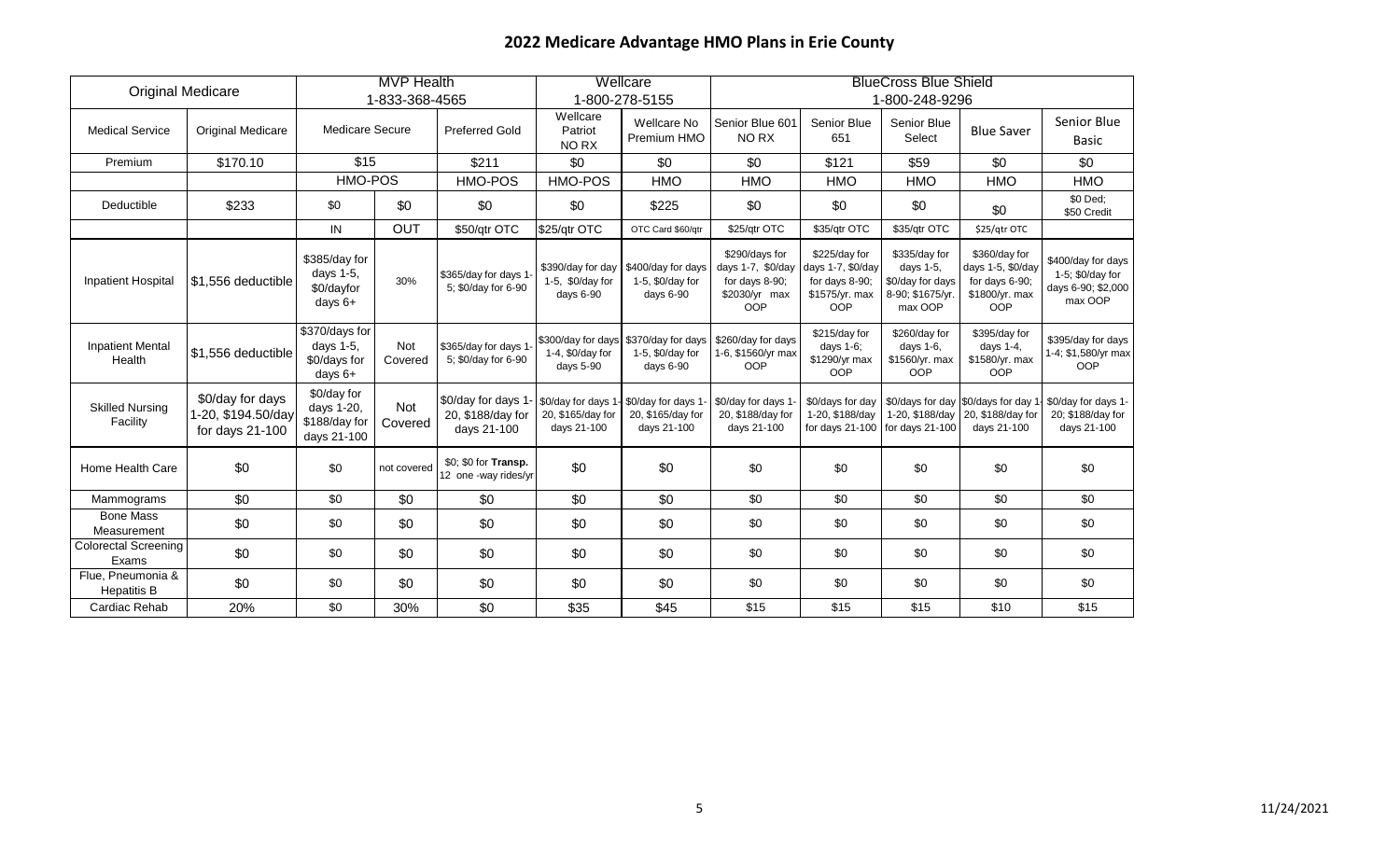# 2022 Medicare Advantage HMO Plans in Erie County

| Original Medicare | | MVP Health 1-833-368-4565 | | | Wellcare 1-800-278-5155 | | BlueCross Blue Shield 1-800-248-9296 | | | | |
|---|---|---|---|---|---|---|---|---|---|---|---|
| Medical Service | Original Medicare | Medicare Secure | | Preferred Gold | Wellcare Patriot NO RX | Wellcare No Premium HMO | Senior Blue 601 NO RX | Senior Blue 651 | Senior Blue Select | Blue Saver | Senior Blue Basic |
| Premium | $170.10 | $15 | | $211 | $0 | $0 | $0 | $121 | $59 | $0 | $0 |
| | | HMO-POS | | HMO-POS | HMO-POS | HMO | HMO | HMO | HMO | HMO | HMO |
| Deductible | $233 | $0 | $0 | $0 | $0 | $225 | $0 | $0 | $0 | $0 | $0 Ded; $50 Credit |
| | | IN | OUT | $50/qtr OTC | $25/qtr OTC | OTC Card $60/qtr | $25/qtr OTC | $35/qtr OTC | $35/qtr OTC | $25/qtr OTC | |
| Inpatient Hospital | $1,556 deductible | $385/day for days 1-5, $0/dayfor days 6+ | 30% | $365/day for days 1-5; $0/day for 6-90 | $390/day for day 1-5, $0/day for days 6-90 | $400/day for days 1-5, $0/day for days 6-90 | $290/days for days 1-7, $0/day for days 8-90; $2030/yr max OOP | $225/day for days 1-7, $0/day for days 8-90; $1575/yr. max OOP | $335/day for days 1-5, $0/day for days 8-90; $1675/yr. max OOP | $360/day for days 1-5, $0/day for days 6-90; $1800/yr. max OOP | $400/day for days 1-5; $0/day for days 6-90; $2,000 max OOP |
| Inpatient Mental Health | $1,556 deductible | $370/days for days 1-5, $0/days for days 6+ | Not Covered | $365/day for days 1-5; $0/day for 6-90 | $300/day for days 1-4, $0/day for days 5-90 | $370/day for days 1-5, $0/day for days 6-90 | $260/day for days 1-6, $1560/yr max OOP | $215/day for days 1-6; $1290/yr max OOP | $260/day for days 1-6, $1560/yr. max OOP | $395/day for days 1-4, $1580/yr. max OOP | $395/day for days 1-4; $1,580/yr max OOP |
| Skilled Nursing Facility | $0/day for days 1-20, $194.50/day for days 21-100 | $0/day for days 1-20, $188/day for days 21-100 | Not Covered | $0/day for days 1-20, $188/day for days 21-100 | $0/day for days 1-20, $165/day for days 21-100 | $0/day for days 1-20, $165/day for days 21-100 | $0/day for days 1-20, $188/day for days 21-100 | $0/days for day 1-20, $188/day for days 21-100 | $0/days for day 1-20, $188/day for days 21-100 | $0/days for day 1-20, $188/day for days 21-100 | $0/day for days 1-20; $188/day for days 21-100 |
| Home Health Care | $0 | $0 | not covered | $0; $0 for **Transp.** 12 one -way rides/yr | $0 | $0 | $0 | $0 | $0 | $0 | $0 |
| Mammograms | $0 | $0 | $0 | $0 | $0 | $0 | $0 | $0 | $0 | $0 | $0 |
| Bone Mass Measurement | $0 | $0 | $0 | $0 | $0 | $0 | $0 | $0 | $0 | $0 | $0 |
| Colorectal Screening Exams | $0 | $0 | $0 | $0 | $0 | $0 | $0 | $0 | $0 | $0 | $0 |
| Flue, Pneumonia & Hepatitis B | $0 | $0 | $0 | $0 | $0 | $0 | $0 | $0 | $0 | $0 | $0 |
| Cardiac Rehab | 20% | $0 | 30% | $0 | $35 | $45 | $15 | $15 | $15 | $10 | $15 |

11/24/2021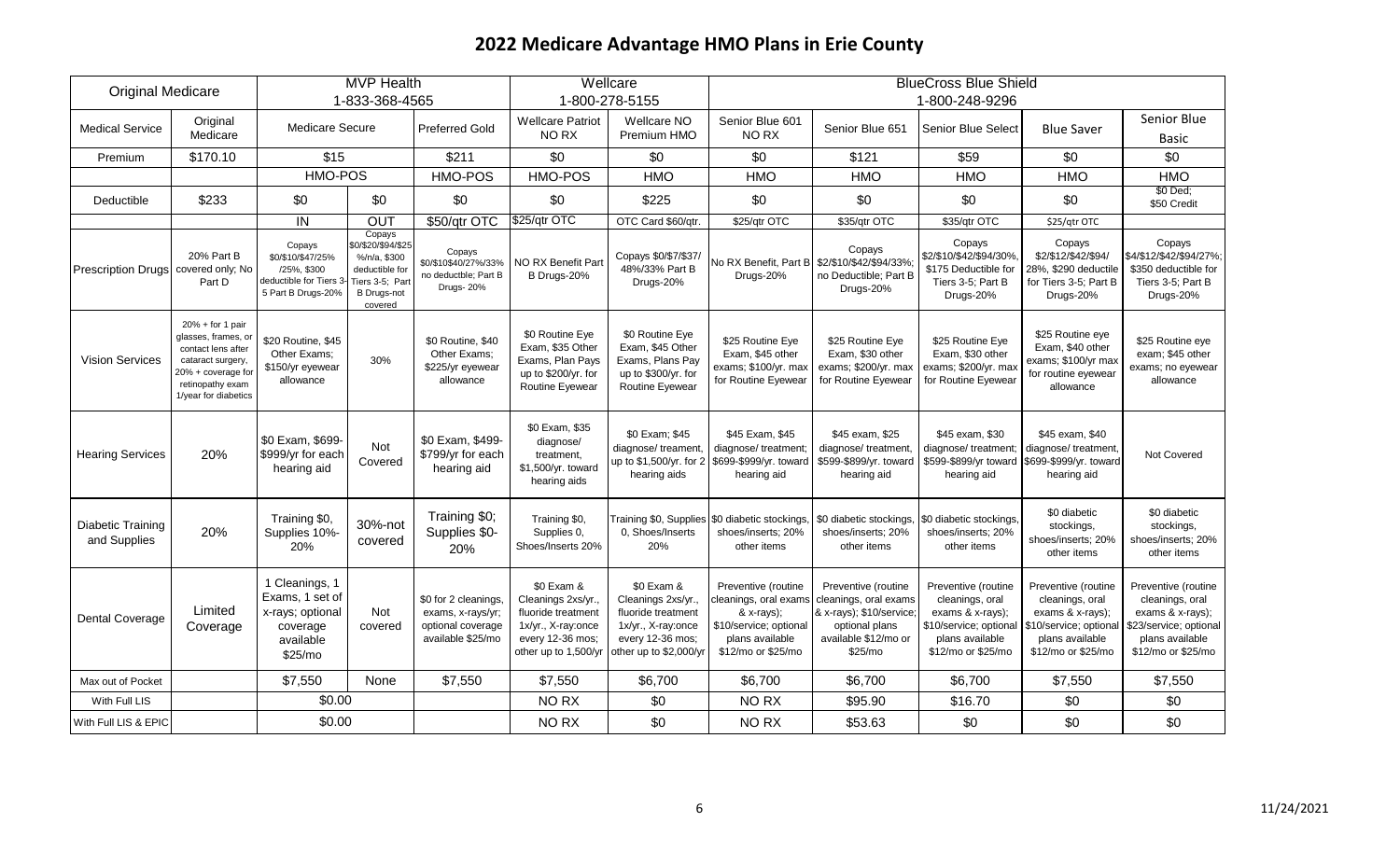# 2022 Medicare Advantage HMO Plans in Erie County

| Original Medicare | | MVP Health 1-833-368-4565 | | | Wellcare 1-800-278-5155 | | BlueCross Blue Shield 1-800-248-9296 | | | | |
|---|---|---|---|---|---|---|---|---|---|---|---|
| Medical Service | Original Medicare | Medicare Secure | | Preferred Gold | Wellcare Patriot NO RX | Wellcare NO Premium HMO | Senior Blue 601 NO RX | Senior Blue 651 | Senior Blue Select | Blue Saver | Senior Blue Basic |
| Premium | $170.10 | $15 | | $211 | $0 | $0 | $0 | $121 | $59 | $0 | $0 |
| | | HMO-POS | | HMO-POS | HMO-POS | HMO | HMO | HMO | HMO | HMO | HMO |
| Deductible | $233 | $0 | $0 | $0 | $0 | $225 | $0 | $0 | $0 | $0 | $0 Ded; $50 Credit |
| | | IN | OUT | $50/qtr OTC | $25/qtr OTC | OTC Card $60/qtr. | $25/qtr OTC | $35/qtr OTC | $35/qtr OTC | $25/qtr OTC | |
| Prescription Drugs | 20% Part B covered only; No Part D | Copays $0/$10/$47/25% /25%, $300 deductible for Tiers 3-5 Part B Drugs-20% | Copays $0/$20/$94/$25 %/n/a, $300 deductible for Tiers 3-5; Part B Drugs-not covered | Copays $0/$10$40/27%/33% no deductble; Part B Drugs- 20% | NO RX Benefit Part B Drugs-20% | Copays $0/$7/$37/ 48%/33% Part B Drugs-20% | No RX Benefit, Part B Drugs-20% | Copays $2/$10/$42/$94/33%; no Deductible; Part B Drugs-20% | Copays $2/$10/$42/$94/30%, $175 Deductible for Tiers 3-5; Part B Drugs-20% | Copays $2/$12/$42/$94/ 28%, $290 deductile for Tiers 3-5; Part B Drugs-20% | Copays $4/$12/$42/$94/27%; $350 deductible for Tiers 3-5; Part B Drugs-20% |
| Vision Services | 20% + for 1 pair glasses, frames, or contact lens after cataract surgery, 20% + coverage for retinopathy exam 1/year for diabetics | $20 Routine, $45 Other Exams; $150/yr eyewear allowance | 30% | $0 Routine, $40 Other Exams; $225/yr eyewear allowance | $0 Routine Eye Exam, $35 Other Exams, Plan Pays up to $200/yr. for Routine Eyewear | $0 Routine Eye Exam, $45 Other Exams, Plans Pay up to $300/yr. for Routine Eyewear | $25 Routine Eye Exam, $45 other exams; $100/yr. max for Routine Eyewear | $25 Routine Eye Exam, $30 other exams; $200/yr. max for Routine Eyewear | $25 Routine Eye Exam, $30 other exams; $200/yr. max for Routine Eyewear | $25 Routine eye Exam, $40 other exams; $100/yr max for routine eyewear allowance | $25 Routine eye exam; $45 other exams; no eyewear allowance |
| Hearing Services | 20% | $0 Exam, $699-$999/yr for each hearing aid | Not Covered | $0 Exam, $499-$799/yr for each hearing aid | $0 Exam, $35 diagnose/ treatment, $1,500/yr. toward hearing aids | $0 Exam; $45 diagnose/ treament, up to $1,500/yr. for 2 hearing aids | $45 Exam, $45 diagnose/ treatment; $699-$999/yr. toward hearing aid | $45 exam, $25 diagnose/ treatment, $599-$899/yr. toward hearing aid | $45 exam, $30 diagnose/ treatment; $599-$899/yr toward hearing aid | $45 exam, $40 diagnose/ treatment, $699-$999/yr. toward hearing aid | Not Covered |
| Diabetic Training and Supplies | 20% | Training $0, Supplies 10%-20% | 30%-not covered | Training $0; Supplies $0-20% | Training $0, Supplies 0, Shoes/Inserts 20% | Training $0, Supplies 0, Shoes/Inserts 20% | $0 diabetic stockings, shoes/inserts; 20% other items | $0 diabetic stockings, shoes/inserts; 20% other items | $0 diabetic stockings, shoes/inserts; 20% other items | $0 diabetic stockings, shoes/inserts; 20% other items | $0 diabetic stockings, shoes/inserts; 20% other items |
| Dental Coverage | Limited Coverage | 1 Cleanings, 1 Exams, 1 set of x-rays; optional coverage available $25/mo | Not covered | $0 for 2 cleanings, exams, x-rays/yr; optional coverage available $25/mo | $0 Exam & Cleanings 2xs/yr., fluoride treatment 1x/yr., X-ray:once every 12-36 mos; other up to 1,500/yr | $0 Exam & Cleanings 2xs/yr., fluoride treatment 1x/yr., X-ray:once every 12-36 mos; other up to $2,000/yr | Preventive (routine cleanings, oral exams & x-rays); $10/service; optional plans available $12/mo or $25/mo | Preventive (routine cleanings, oral exams & x-rays); $10/service; optional plans available $12/mo or $25/mo | Preventive (routine cleanings, oral exams & x-rays); $10/service; optional plans available $12/mo or $25/mo | Preventive (routine cleanings, oral exams & x-rays); $10/service; optional plans available $12/mo or $25/mo | Preventive (routine cleanings, oral exams & x-rays); $23/service; optional plans available $12/mo or $25/mo |
| Max out of Pocket | | $7,550 | None | $7,550 | $7,550 | $6,700 | $6,700 | $6,700 | $6,700 | $7,550 | $7,550 |
| With Full LIS | | $0.00 | | | NO RX | $0 | NO RX | $95.90 | $16.70 | $0 | $0 |
| With Full LIS & EPIC | | $0.00 | | | NO RX | $0 | NO RX | $53.63 | $0 | $0 | $0 |

11/24/2021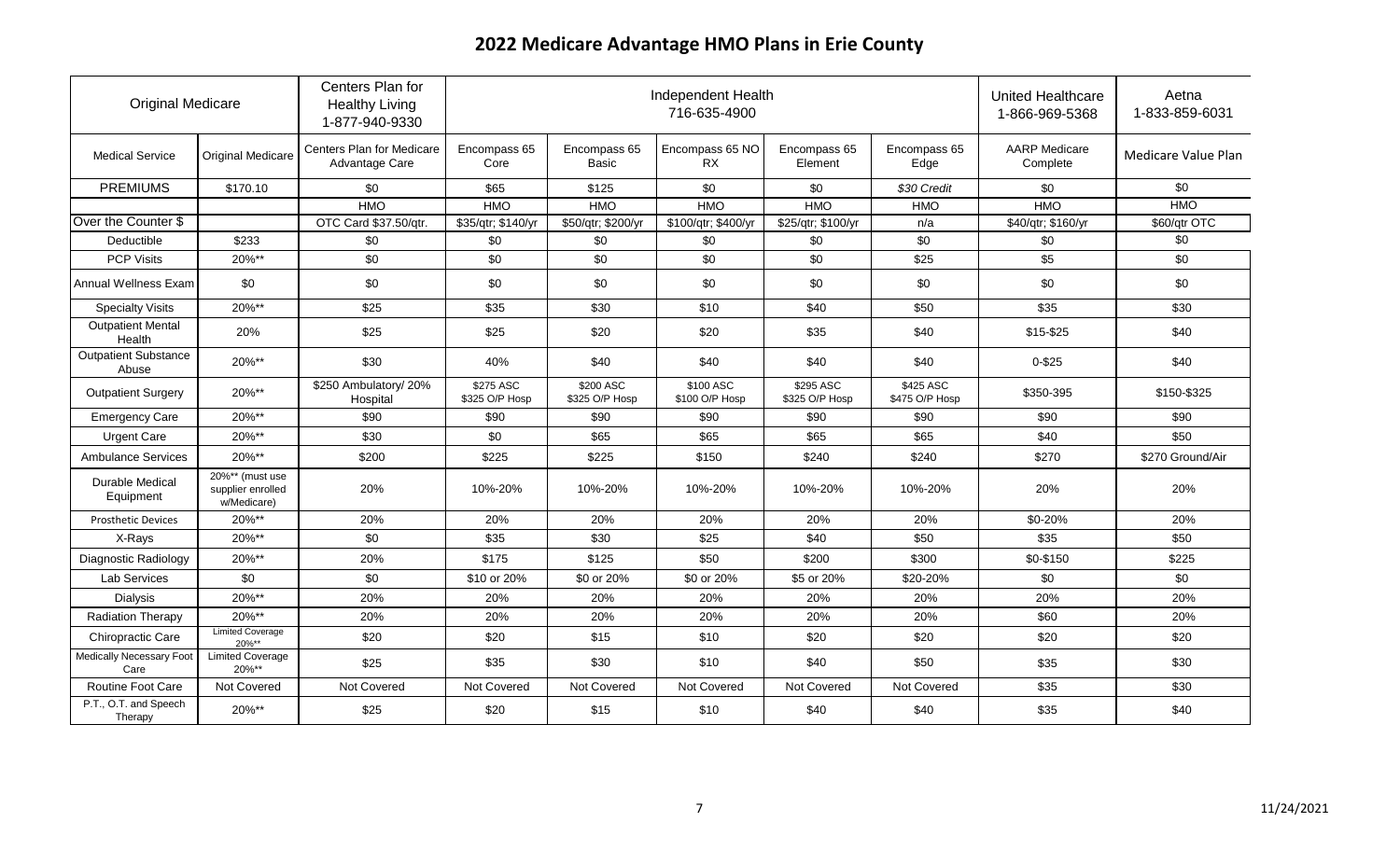# 2022 Medicare Advantage HMO Plans in Erie County

| Original Medicare | | Centers Plan for Healthy Living 1-877-940-9330 | Independent Health 716-635-4900 | | | | | United Healthcare 1-866-969-5368 | Aetna 1-833-859-6031 |
|---|---|---|---|---|---|---|---|---|---|
| Medical Service | Original Medicare | Centers Plan for Medicare Advantage Care | Encompass 65 Core | Encompass 65 Basic | Encompass 65 NO RX | Encompass 65 Element | Encompass 65 Edge | AARP Medicare Complete | Medicare Value Plan |
| PREMIUMS | $170.10 | $0 | $65 | $125 | $0 | $0 | *$30 Credit* | $0 | $0 |
| | | HMO | HMO | HMO | HMO | HMO | HMO | HMO | HMO |
| Over the Counter $ | | OTC Card $37.50/qtr. | $35/qtr; $140/yr | $50/qtr; $200/yr | $100/qtr; $400/yr | $25/qtr; $100/yr | n/a | $40/qtr; $160/yr | $60/qtr OTC |
| Deductible | $233 | $0 | $0 | $0 | $0 | $0 | $0 | $0 | $0 |
| PCP Visits | 20%** | $0 | $0 | $0 | $0 | $0 | $25 | $5 | $0 |
| Annual Wellness Exam | $0 | $0 | $0 | $0 | $0 | $0 | $0 | $0 | $0 |
| Specialty Visits | 20%** | $25 | $35 | $30 | $10 | $40 | $50 | $35 | $30 |
| Outpatient Mental Health | 20% | $25 | $25 | $20 | $20 | $35 | $40 | $15-$25 | $40 |
| Outpatient Substance Abuse | 20%** | $30 | 40% | $40 | $40 | $40 | $40 | 0-$25 | $40 |
| Outpatient Surgery | 20%** | $250 Ambulatory/ 20% Hospital | $275 ASC $325 O/P Hosp | $200 ASC $325 O/P Hosp | $100 ASC $100 O/P Hosp | $295 ASC $325 O/P Hosp | $425 ASC $475 O/P Hosp | $350-395 | $150-$325 |
| Emergency Care | 20%** | $90 | $90 | $90 | $90 | $90 | $90 | $90 | $90 |
| Urgent Care | 20%** | $30 | $0 | $65 | $65 | $65 | $65 | $40 | $50 |
| Ambulance Services | 20%** | $200 | $225 | $225 | $150 | $240 | $240 | $270 | $270 Ground/Air |
| Durable Medical Equipment | 20%** (must use supplier enrolled w/Medicare) | 20% | 10%-20% | 10%-20% | 10%-20% | 10%-20% | 10%-20% | 20% | 20% |
| Prosthetic Devices | 20%** | 20% | 20% | 20% | 20% | 20% | 20% | $0-20% | 20% |
| X-Rays | 20%** | $0 | $35 | $30 | $25 | $40 | $50 | $35 | $50 |
| Diagnostic Radiology | 20%** | 20% | $175 | $125 | $50 | $200 | $300 | $0-$150 | $225 |
| Lab Services | $0 | $0 | $10 or 20% | $0 or 20% | $0 or 20% | $5 or 20% | $20-20% | $0 | $0 |
| Dialysis | 20%** | 20% | 20% | 20% | 20% | 20% | 20% | 20% | 20% |
| Radiation Therapy | 20%** | 20% | 20% | 20% | 20% | 20% | 20% | $60 | 20% |
| Chiropractic Care | Limited Coverage 20%** | $20 | $20 | $15 | $10 | $20 | $20 | $20 | $20 |
| Medically Necessary Foot Care | Limited Coverage 20%** | $25 | $35 | $30 | $10 | $40 | $50 | $35 | $30 |
| Routine Foot Care | Not Covered | Not Covered | Not Covered | Not Covered | Not Covered | Not Covered | Not Covered | $35 | $30 |
| P.T., O.T. and Speech Therapy | 20%** | $25 | $20 | $15 | $10 | $40 | $40 | $35 | $40 |

11/24/2021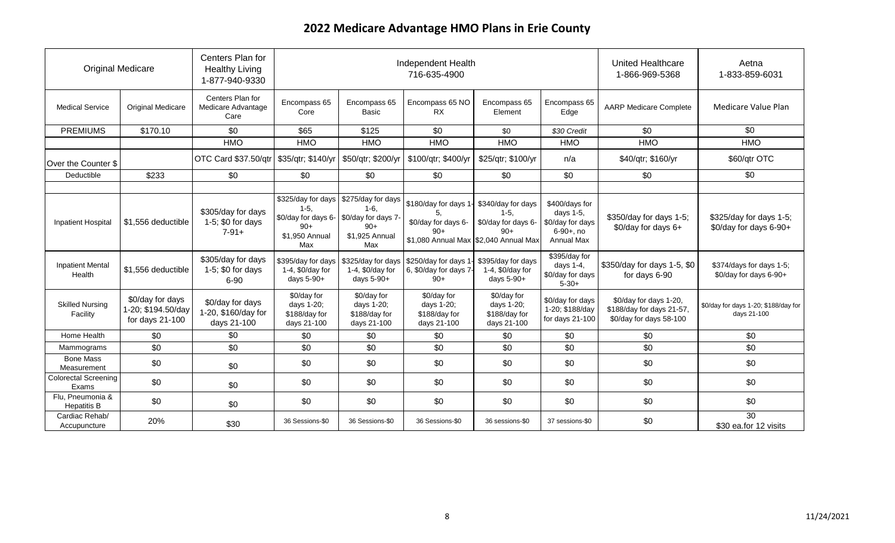# 2022 Medicare Advantage HMO Plans in Erie County

| Original Medicare | | Centers Plan for Healthy Living 1-877-940-9330 | Independent Health 716-635-4900 | | | | | United Healthcare 1-866-969-5368 | Aetna 1-833-859-6031 |
|---|---|---|---|---|---|---|---|---|---|
| Medical Service | Original Medicare | Centers Plan for Medicare Advantage Care | Encompass 65 Core | Encompass 65 Basic | Encompass 65 NO RX | Encompass 65 Element | Encompass 65 Edge | AARP Medicare Complete | Medicare Value Plan |
| PREMIUMS | $170.10 | $0 | $65 | $125 | $0 | $0 | *$30 Credit* | $0 | $0 |
| | | HMO | HMO | HMO | HMO | HMO | HMO | HMO | HMO |
| Over the Counter $ | | OTC Card $37.50/qtr | $35/qtr; $140/yr | $50/qtr; $200/yr | $100/qtr; $400/yr | $25/qtr; $100/yr | n/a | $40/qtr; $160/yr | $60/qtr OTC |
| Deductible | $233 | $0 | $0 | $0 | $0 | $0 | $0 | $0 | $0 |
| | | | | | | | | | |
| Inpatient Hospital | $1,556 deductible | $305/day for days 1-5; $0 for days 7-91+ | $325/day for days 1-5, $0/day for days 6-90+ $1,950 Annual Max | $275/day for days 1-6, $0/day for days 7-90+ $1,925 Annual Max | $180/day for days 1-5, $0/day for days 6-90+ $1,080 Annual Max | $340/day for days 1-5, $0/day for days 6-90+ $2,040 Annual Max | $400/days for days 1-5, $0/day for days 6-90+, no Annual Max | $350/day for days 1-5; $0/day for days 6+ | $325/day for days 1-5; $0/day for days 6-90+ |
| Inpatient Mental Health | $1,556 deductible | $305/day for days 1-5; $0 for days 6-90 | $395/day for days 1-4, $0/day for days 5-90+ | $325/day for days 1-4, $0/day for days 5-90+ | $250/day for days 1-6, $0/day for days 7-90+ | $395/day for days 1-4, $0/day for days 5-90+ | $395/day for days 1-4, $0/day for days 5-30+ | $350/day for days 1-5, $0 for days 6-90 | $374/days for days 1-5; $0/day for days 6-90+ |
| Skilled Nursing Facility | $0/day for days 1-20; $194.50/day for days 21-100 | $0/day for days 1-20, $160/day for days 21-100 | $0/day for days 1-20; $188/day for days 21-100 | $0/day for days 1-20; $188/day for days 21-100 | $0/day for days 1-20; $188/day for days 21-100 | $0/day for days 1-20; $188/day for days 21-100 | $0/day for days 1-20; $188/day for days 21-100 | $0/day for days 1-20, $188/day for days 21-57, $0/day for days 58-100 | $0/day for days 1-20; $188/day for days 21-100 |
| Home Health | $0 | $0 | $0 | $0 | $0 | $0 | $0 | $0 | $0 |
| Mammograms | $0 | $0 | $0 | $0 | $0 | $0 | $0 | $0 | $0 |
| Bone Mass Measurement | $0 | $0 | $0 | $0 | $0 | $0 | $0 | $0 | $0 |
| Colorectal Screening Exams | $0 | $0 | $0 | $0 | $0 | $0 | $0 | $0 | $0 |
| Flu, Pneumonia & Hepatitis B | $0 | $0 | $0 | $0 | $0 | $0 | $0 | $0 | $0 |
| Cardiac Rehab/ Accupuncture | 20% | $30 | 36 Sessions-$0 | 36 Sessions-$0 | 36 Sessions-$0 | 36 sessions-$0 | 37 sessions-$0 | $0 | 30 $30 ea.for 12 visits |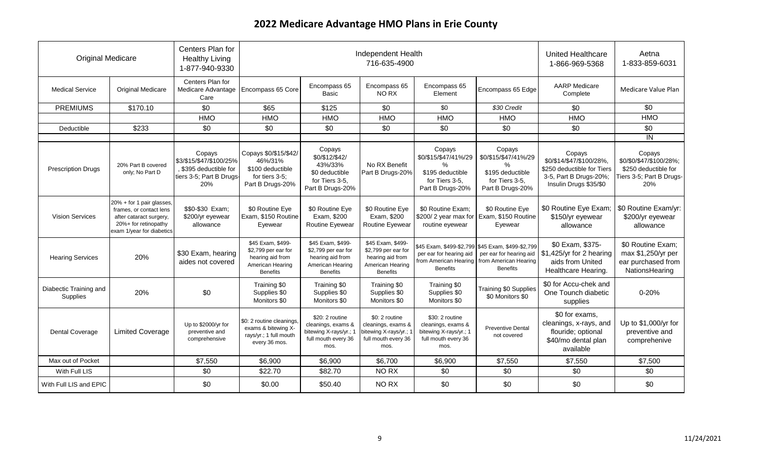# 2022 Medicare Advantage HMO Plans in Erie County

| Original Medicare | | Centers Plan for Healthy Living 1-877-940-9330 | Independent Health 716-635-4900 | | | | | United Healthcare 1-866-969-5368 | Aetna 1-833-859-6031 |
|---|---|---|---|---|---|---|---|---|---|
| Medical Service | Original Medicare | Centers Plan for Medicare Advantage Care | Encompass 65 Core | Encompass 65 Basic | Encompass 65 NO RX | Encompass 65 Element | Encompass 65 Edge | AARP Medicare Complete | Medicare Value Plan |
| PREMIUMS | $170.10 | $0 | $65 | $125 | $0 | $0 | *$30 Credit* | $0 | $0 |
| | | HMO | HMO | HMO | HMO | HMO | HMO | HMO | HMO |
| Deductible | $233 | $0 | $0 | $0 | $0 | $0 | $0 | $0 | $0 |
| | | | | | | | | | IN |
| Prescription Drugs | 20% Part B covered only; No Part D | Copays $3/$15/$47/$100/25%, $395 deductible for tiers 3-5; Part B Drugs-20% | Copays $0/$15/$42/46%/31% $100 deductible for tiers 3-5; Part B Drugs-20% | Copays $0/$12/$42/43%/33% $0 deductible for Tiers 3-5, Part B Drugs-20% | No RX Benefit Part B Drugs-20% | Copays $0/$15/$47/41%/29% $195 deductible for Tiers 3-5, Part B Drugs-20% | Copays $0/$15/$47/41%/29% $195 deductible for Tiers 3-5, Part B Drugs-20% | Copays $0/$14/$47/$100/28%, $250 deductible for Tiers 3-5, Part B Drugs-20%; Insulin Drugs $35/$0 | Copays $0/$0/$47/$100/28%; $250 deductible for Tiers 3-5; Part B Drugs-20% |
| Vision Services | 20% + for 1 pair glasses, frames, or contact lens after cataract surgery, 20%+ for retinopathy exam 1/year for diabetics | $$0-$30 Exam; $200/yr eyewear allowance | $0 Routine Eye Exam, $150 Routine Eyewear | $0 Routine Eye Exam, $200 Routine Eyewear | $0 Routine Eye Exam, $200 Routine Eyewear | $0 Routine Exam; $200/ 2 year max for routine eyewear | $0 Routine Eye Exam, $150 Routine Eyewear | $0 Routine Eye Exam; $150/yr eyewear allowance | $0 Routine Exam/yr: $200/yr eyewear allowance |
| Hearing Services | 20% | $30 Exam, hearing aides not covered | $45 Exam, $499-$2,799 per ear for hearing aid from American Hearing Benefits | $45 Exam, $499-$2,799 per ear for hearing aid from American Hearing Benefits | $45 Exam, $499-$2,799 per ear for hearing aid from American Hearing Benefits | $45 Exam, $499-$2,799 per ear for hearing aid from American Hearing Benefits | $45 Exam, $499-$2,799 per ear for hearing aid from American Hearing Benefits | $0 Exam, $375-$1,425/yr for 2 hearing aids from United Healthcare Hearing. | $0 Routine Exam; max $1,250/yr per ear purchased from NationsHearing |
| Diabectic Training and Supplies | 20% | $0 | Training $0 Supplies $0 Monitors $0 | Training $0 Supplies $0 Monitors $0 | Training $0 Supplies $0 Monitors $0 | Training $0 Supplies $0 Monitors $0 | Training $0 Supplies $0 Monitors $0 | $0 for Accu-chek and One Tounch diabetic supplies | 0-20% |
| Dental Coverage | Limited Coverage | Up to $2000/yr for preventive and comprehensive | $0: 2 routine cleanings, exams & bitewing X-rays/yr.; 1 full mouth every 36 mos. | $20: 2 routine cleanings, exams & bitewing X-rays/yr.; 1 full mouth every 36 mos. | $0: 2 routine cleanings, exams & bitewing X-rays/yr.; 1 full mouth every 36 mos. | $30: 2 routine cleanings, exams & bitewing X-rays/yr.; 1 full mouth every 36 mos. | Preventive Dental not covered | $0 for exams, cleanings, x-rays, and flouride; optional $40/mo dental plan available | Up to $1,000/yr for preventive and comprehenive |
| Max out of Pocket | | $7,550 | $6,900 | $6,900 | $6,700 | $6,900 | $7,550 | $7,550 | $7,500 |
| With Full LIS | | $0 | $22.70 | $82.70 | NO RX | $0 | $0 | $0 | $0 |
| With Full LIS and EPIC | | $0 | $0.00 | $50.40 | NO RX | $0 | $0 | $0 | $0 |

11/24/2021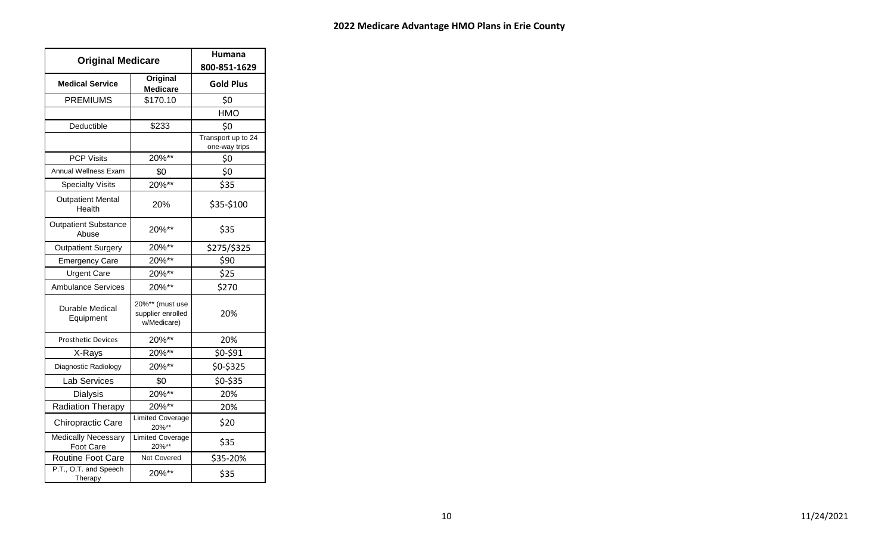## 2022 Medicare Advantage HMO Plans in Erie County

| Original Medicare | | Humana 800-851-1629 |
|---|---|---|
| **Medical Service** | **Original Medicare** | **Gold Plus** |
| PREMIUMS | $170.10 | $0 |
| | | HMO |
| Deductible | $233 | $0 |
| | | Transport up to 24 one-way trips |
| PCP Visits | 20%** | $0 |
| Annual Wellness Exam | $0 | $0 |
| Specialty Visits | 20%** | $35 |
| Outpatient Mental Health | 20% | $35-$100 |
| Outpatient Substance Abuse | 20%** | $35 |
| Outpatient Surgery | 20%** | $275/$325 |
| Emergency Care | 20%** | $90 |
| Urgent Care | 20%** | $25 |
| Ambulance Services | 20%** | $270 |
| Durable Medical Equipment | 20%** (must use supplier enrolled w/Medicare) | 20% |
| Prosthetic Devices | 20%** | 20% |
| X-Rays | 20%** | $0-$91 |
| Diagnostic Radiology | 20%** | $0-$325 |
| Lab Services | $0 | $0-$35 |
| Dialysis | 20%** | 20% |
| Radiation Therapy | 20%** | 20% |
| Chiropractic Care | Limited Coverage 20%** | $20 |
| Medically Necessary Foot Care | Limited Coverage 20%** | $35 |
| Routine Foot Care | Not Covered | $35-20% |
| P.T., O.T. and Speech Therapy | 20%** | $35 |

11/24/2021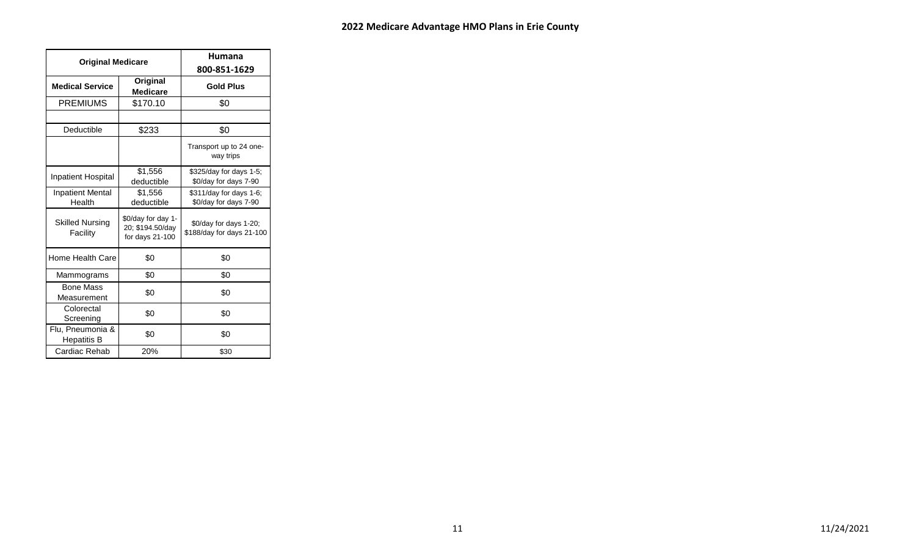## 2022 Medicare Advantage HMO Plans in Erie County

| Original Medicare | | Humana 800-851-1629 |
|---|---|---|
| **Medical Service** | **Original Medicare** | **Gold Plus** |
| PREMIUMS | $170.10 | $0 |
| | | |
| Deductible | $233 | $0 |
| | | Transport up to 24 one-way trips |
| Inpatient Hospital | $1,556 deductible | $325/day for days 1-5; $0/day for days 7-90 |
| Inpatient Mental Health | $1,556 deductible | $311/day for days 1-6; $0/day for days 7-90 |
| Skilled Nursing Facility | $0/day for day 1-20; $194.50/day for days 21-100 | $0/day for days 1-20; $188/day for days 21-100 |
| Home Health Care | $0 | $0 |
| Mammograms | $0 | $0 |
| Bone Mass Measurement | $0 | $0 |
| Colorectal Screening | $0 | $0 |
| Flu, Pneumonia & Hepatitis B | $0 | $0 |
| Cardiac Rehab | 20% | $30 |

11/24/2021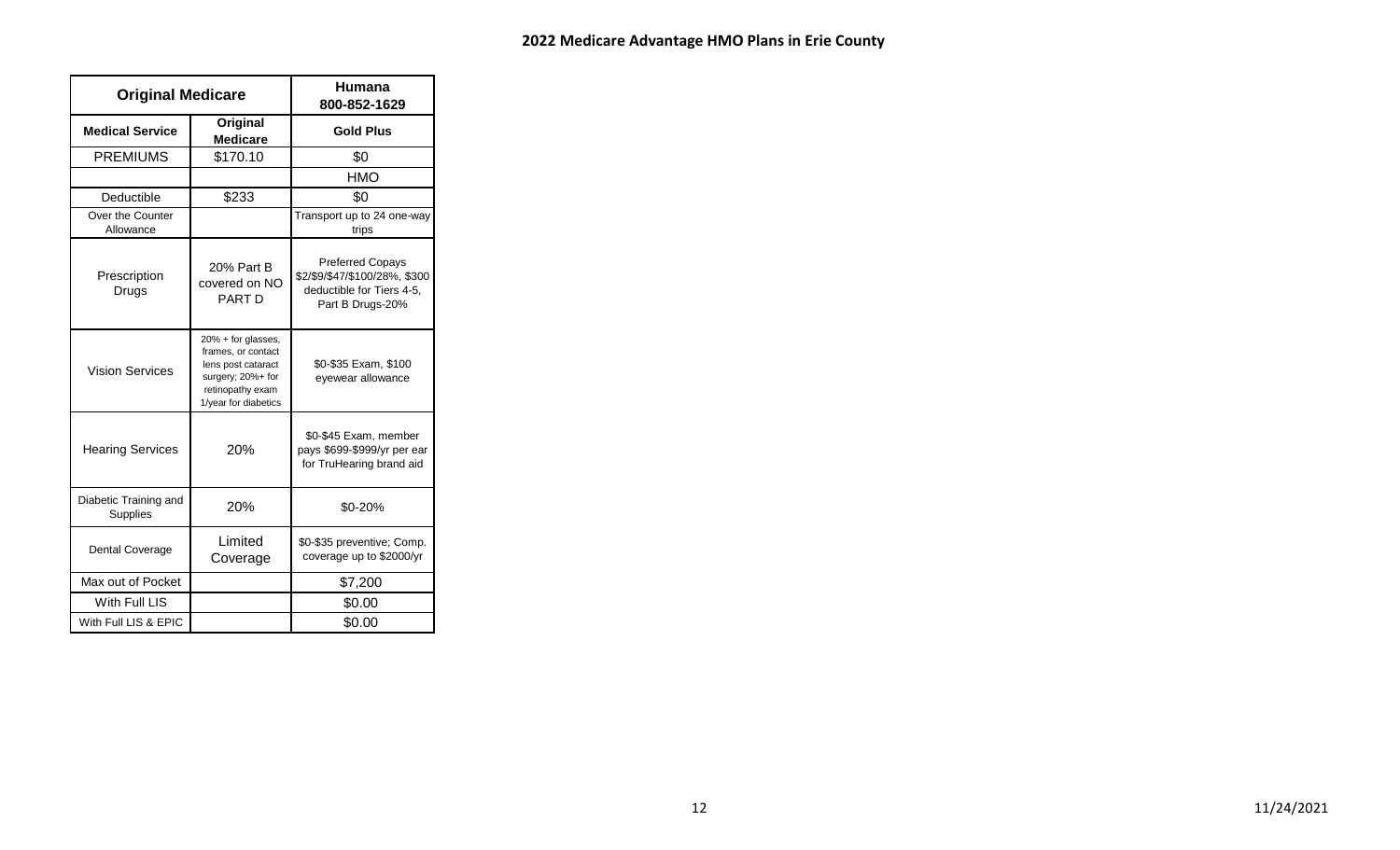## 2022 Medicare Advantage HMO Plans in Erie County

| Original Medicare | | Humana 800-852-1629 |
|---|---|---|
| **Medical Service** | **Original Medicare** | **Gold Plus** |
| PREMIUMS | $170.10 | $0 |
| | | HMO |
| Deductible | $233 | $0 |
| Over the Counter Allowance | | Transport up to 24 one-way trips |
| Prescription Drugs | 20% Part B covered on NO PART D | Preferred Copays $2/$9/$47/$100/28%, $300 deductible for Tiers 4-5, Part B Drugs-20% |
| Vision Services | 20% + for glasses, frames, or contact lens post cataract surgery; 20%+ for retinopathy exam 1/year for diabetics | $0-$35 Exam, $100 eyewear allowance |
| Hearing Services | 20% | $0-$45 Exam, member pays $699-$999/yr per ear for TruHearing brand aid |
| Diabetic Training and Supplies | 20% | $0-20% |
| Dental Coverage | Limited Coverage | $0-$35 preventive; Comp. coverage up to $2000/yr |
| Max out of Pocket | | $7,200 |
| With Full LIS | | $0.00 |
| With Full LIS & EPIC | | $0.00 |

11/24/2021